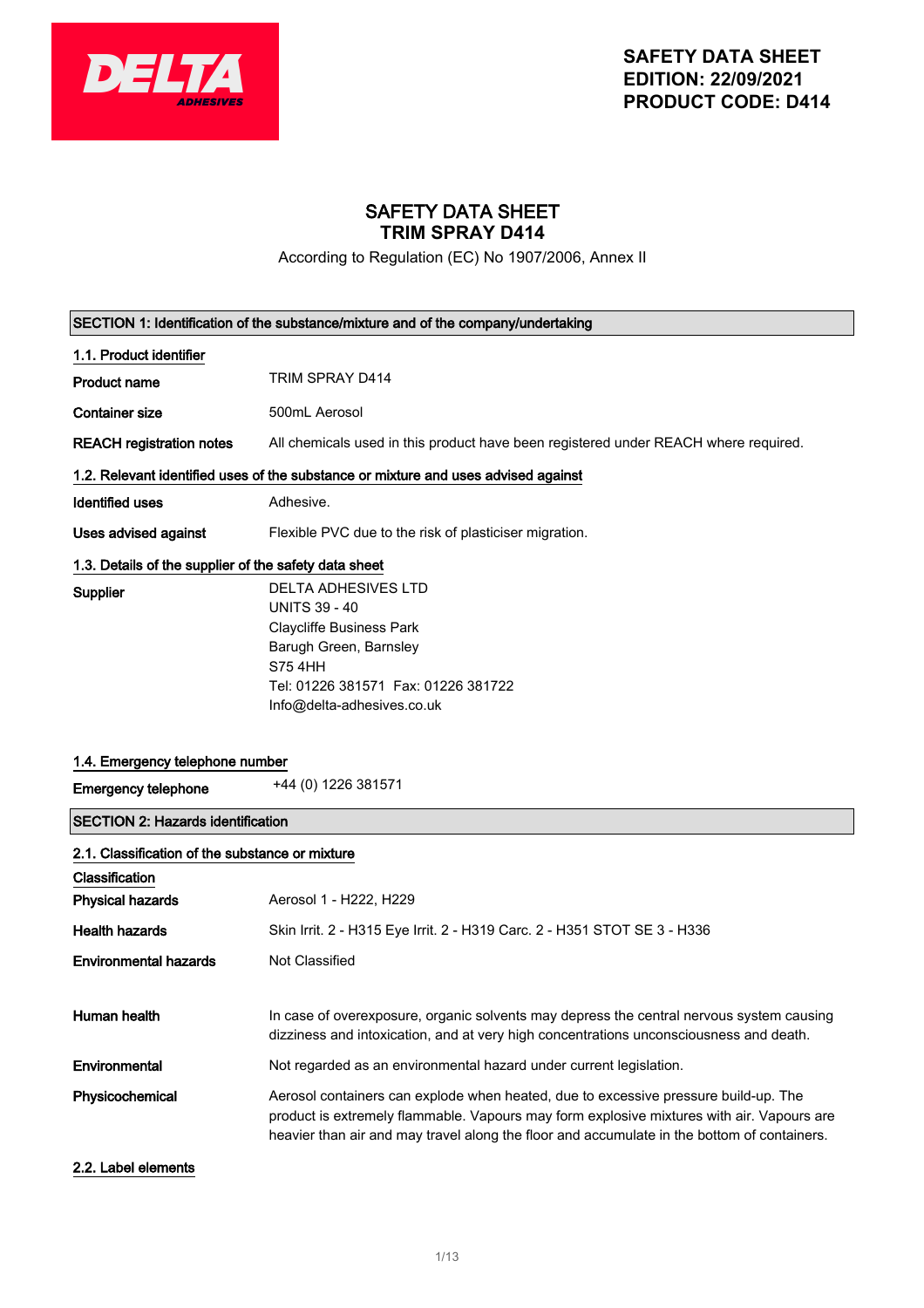**DELTA ADHESIVES**

**SAFETY DATA SHEET**
**EDITION: 22/09/2021**
**PRODUCT CODE: D414**

# SAFETY DATA SHEET
# TRIM SPRAY D414

According to Regulation (EC) No 1907/2006, Annex II

## SECTION 1: Identification of the substance/mixture and of the company/undertaking

### 1.1. Product identifier

| | |
|---|---|
| **Product name** | TRIM SPRAY D414 |
| **Container size** | 500mL Aerosol |
| **REACH registration notes** | All chemicals used in this product have been registered under REACH where required. |

### 1.2. Relevant identified uses of the substance or mixture and uses advised against

| | |
|---|---|
| **Identified uses** | Adhesive. |
| **Uses advised against** | Flexible PVC due to the risk of plasticiser migration. |

### 1.3. Details of the supplier of the safety data sheet

**Supplier**

DELTA ADHESIVES LTD
UNITS 39 - 40
Claycliffe Business Park
Barugh Green, Barnsley
S75 4HH
Tel: 01226 381571 Fax: 01226 381722
Info@delta-adhesives.co.uk

### 1.4. Emergency telephone number

**Emergency telephone** +44 (0) 1226 381571

## SECTION 2: Hazards identification

### 2.1. Classification of the substance or mixture

**Classification**

| | |
|---|---|
| **Physical hazards** | Aerosol 1 - H222, H229 |
| **Health hazards** | Skin Irrit. 2 - H315 Eye Irrit. 2 - H319 Carc. 2 - H351 STOT SE 3 - H336 |
| **Environmental hazards** | Not Classified |
| **Human health** | In case of overexposure, organic solvents may depress the central nervous system causing dizziness and intoxication, and at very high concentrations unconsciousness and death. |
| **Environmental** | Not regarded as an environmental hazard under current legislation. |
| **Physicochemical** | Aerosol containers can explode when heated, due to excessive pressure build-up. The product is extremely flammable. Vapours may form explosive mixtures with air. Vapours are heavier than air and may travel along the floor and accumulate in the bottom of containers. |

### 2.2. Label elements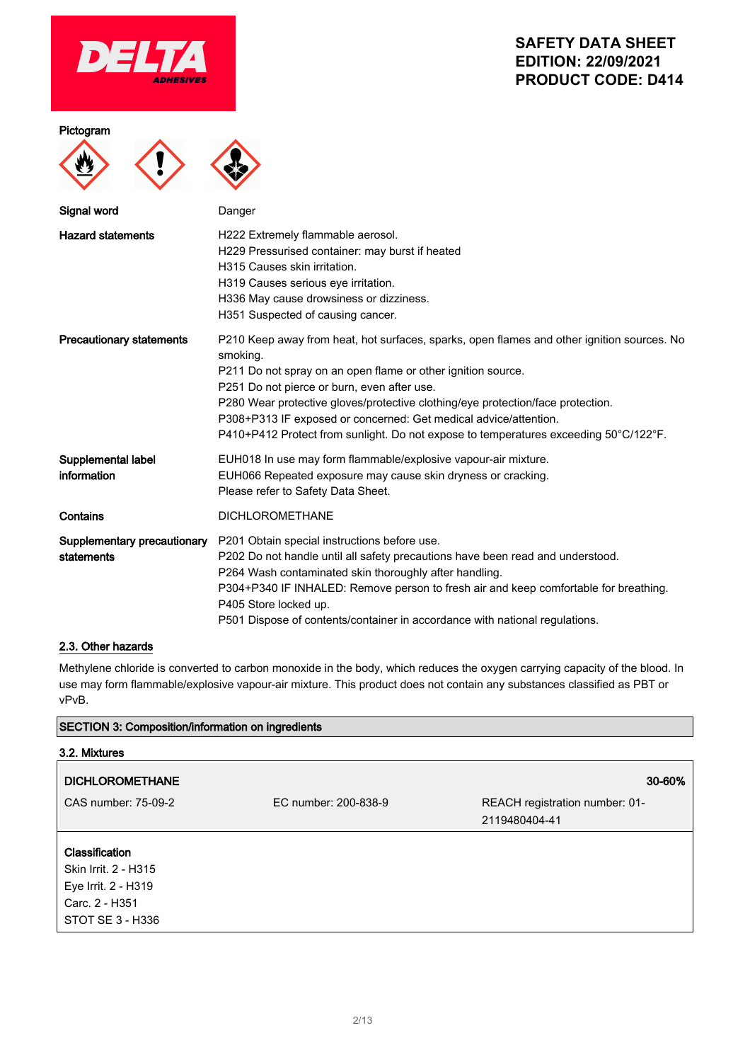**SAFETY DATA SHEET**
**EDITION: 22/09/2021**
**PRODUCT CODE: D414**

| | |
|---|---|
| **Pictogram** | |
| **Signal word** | Danger |
| **Hazard statements** | H222 Extremely flammable aerosol.<br>H229 Pressurised container: may burst if heated<br>H315 Causes skin irritation.<br>H319 Causes serious eye irritation.<br>H336 May cause drowsiness or dizziness.<br>H351 Suspected of causing cancer. |
| **Precautionary statements** | P210 Keep away from heat, hot surfaces, sparks, open flames and other ignition sources. No smoking.<br>P211 Do not spray on an open flame or other ignition source.<br>P251 Do not pierce or burn, even after use.<br>P280 Wear protective gloves/protective clothing/eye protection/face protection.<br>P308+P313 IF exposed or concerned: Get medical advice/attention.<br>P410+P412 Protect from sunlight. Do not expose to temperatures exceeding 50°C/122°F. |
| **Supplemental label information** | EUH018 In use may form flammable/explosive vapour-air mixture.<br>EUH066 Repeated exposure may cause skin dryness or cracking.<br>Please refer to Safety Data Sheet. |
| **Contains** | DICHLOROMETHANE |
| **Supplementary precautionary statements** | P201 Obtain special instructions before use.<br>P202 Do not handle until all safety precautions have been read and understood.<br>P264 Wash contaminated skin thoroughly after handling.<br>P304+P340 IF INHALED: Remove person to fresh air and keep comfortable for breathing.<br>P405 Store locked up.<br>P501 Dispose of contents/container in accordance with national regulations. |

### 2.3. Other hazards

Methylene chloride is converted to carbon monoxide in the body, which reduces the oxygen carrying capacity of the blood. In use may form flammable/explosive vapour-air mixture. This product does not contain any substances classified as PBT or vPvB.

## SECTION 3: Composition/information on ingredients

### 3.2. Mixtures

| **DICHLOROMETHANE** | | **30-60%** |
|---|---|---|
| CAS number: 75-09-2 | EC number: 200-838-9 | REACH registration number: 01-2119480404-41 |

**Classification**
Skin Irrit. 2 - H315
Eye Irrit. 2 - H319
Carc. 2 - H351
STOT SE 3 - H336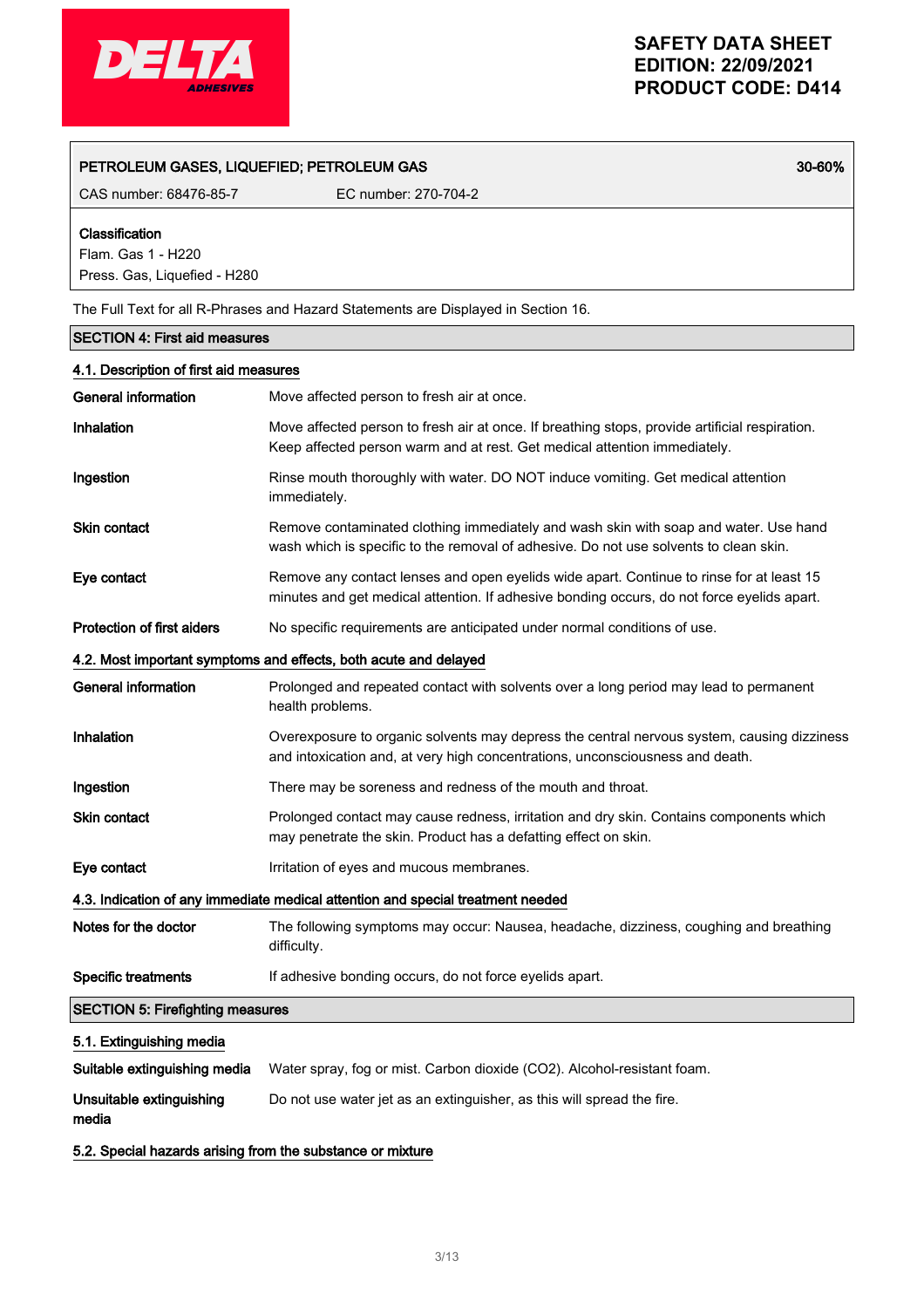| PETROLEUM GASES, LIQUEFIED; PETROLEUM GAS | | 30-60% |
|---|---|---|
| CAS number: 68476-85-7 | EC number: 270-704-2 | |

**Classification**
Flam. Gas 1 - H220
Press. Gas, Liquefied - H280

The Full Text for all R-Phrases and Hazard Statements are Displayed in Section 16.

## SECTION 4: First aid measures

### 4.1. Description of first aid measures

**General information** Move affected person to fresh air at once.

**Inhalation** Move affected person to fresh air at once. If breathing stops, provide artificial respiration. Keep affected person warm and at rest. Get medical attention immediately.

**Ingestion** Rinse mouth thoroughly with water. DO NOT induce vomiting. Get medical attention immediately.

**Skin contact** Remove contaminated clothing immediately and wash skin with soap and water. Use hand wash which is specific to the removal of adhesive. Do not use solvents to clean skin.

**Eye contact** Remove any contact lenses and open eyelids wide apart. Continue to rinse for at least 15 minutes and get medical attention. If adhesive bonding occurs, do not force eyelids apart.

**Protection of first aiders** No specific requirements are anticipated under normal conditions of use.

### 4.2. Most important symptoms and effects, both acute and delayed

**General information** Prolonged and repeated contact with solvents over a long period may lead to permanent health problems.

**Inhalation** Overexposure to organic solvents may depress the central nervous system, causing dizziness and intoxication and, at very high concentrations, unconsciousness and death.

**Ingestion** There may be soreness and redness of the mouth and throat.

**Skin contact** Prolonged contact may cause redness, irritation and dry skin. Contains components which may penetrate the skin. Product has a defatting effect on skin.

**Eye contact** Irritation of eyes and mucous membranes.

### 4.3. Indication of any immediate medical attention and special treatment needed

**Notes for the doctor** The following symptoms may occur: Nausea, headache, dizziness, coughing and breathing difficulty.

**Specific treatments** If adhesive bonding occurs, do not force eyelids apart.

## SECTION 5: Firefighting measures

### 5.1. Extinguishing media

**Suitable extinguishing media** Water spray, fog or mist. Carbon dioxide (CO2). Alcohol-resistant foam.

**Unsuitable extinguishing media** Do not use water jet as an extinguisher, as this will spread the fire.

### 5.2. Special hazards arising from the substance or mixture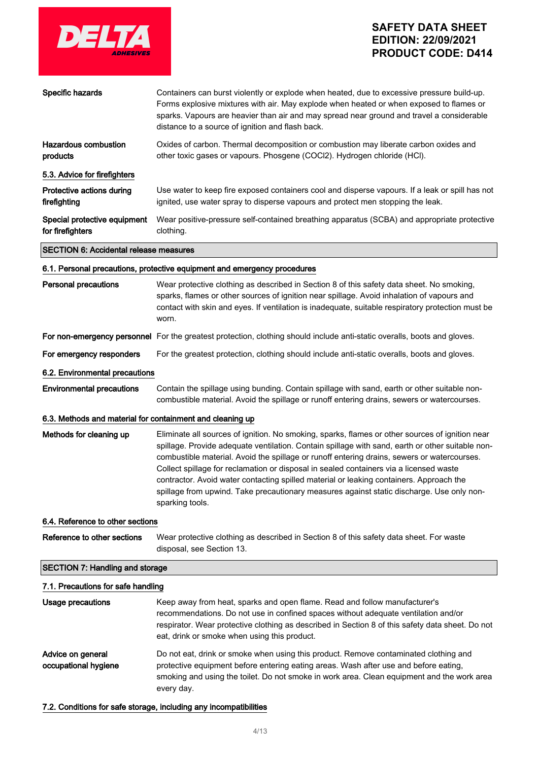| | |
|---|---|
| **Specific hazards** | Containers can burst violently or explode when heated, due to excessive pressure build-up. Forms explosive mixtures with air. May explode when heated or when exposed to flames or sparks. Vapours are heavier than air and may spread near ground and travel a considerable distance to a source of ignition and flash back. |
| **Hazardous combustion products** | Oxides of carbon. Thermal decomposition or combustion may liberate carbon oxides and other toxic gases or vapours. Phosgene ($COCl_2$). Hydrogen chloride (HCl). |

### 5.3. Advice for firefighters

| | |
|---|---|
| **Protective actions during firefighting** | Use water to keep fire exposed containers cool and disperse vapours. If a leak or spill has not ignited, use water spray to disperse vapours and protect men stopping the leak. |
| **Special protective equipment for firefighters** | Wear positive-pressure self-contained breathing apparatus (SCBA) and appropriate protective clothing. |

## SECTION 6: Accidental release measures

### 6.1. Personal precautions, protective equipment and emergency procedures

| | |
|---|---|
| **Personal precautions** | Wear protective clothing as described in Section 8 of this safety data sheet. No smoking, sparks, flames or other sources of ignition near spillage. Avoid inhalation of vapours and contact with skin and eyes. If ventilation is inadequate, suitable respiratory protection must be worn. |
| **For non-emergency personnel** | For the greatest protection, clothing should include anti-static overalls, boots and gloves. |
| **For emergency responders** | For the greatest protection, clothing should include anti-static overalls, boots and gloves. |

### 6.2. Environmental precautions

| | |
|---|---|
| **Environmental precautions** | Contain the spillage using bunding. Contain spillage with sand, earth or other suitable non-combustible material. Avoid the spillage or runoff entering drains, sewers or watercourses. |

### 6.3. Methods and material for containment and cleaning up

| | |
|---|---|
| **Methods for cleaning up** | Eliminate all sources of ignition. No smoking, sparks, flames or other sources of ignition near spillage. Provide adequate ventilation. Contain spillage with sand, earth or other suitable non-combustible material. Avoid the spillage or runoff entering drains, sewers or watercourses. Collect spillage for reclamation or disposal in sealed containers via a licensed waste contractor. Avoid water contacting spilled material or leaking containers. Approach the spillage from upwind. Take precautionary measures against static discharge. Use only non-sparking tools. |

### 6.4. Reference to other sections

| | |
|---|---|
| **Reference to other sections** | Wear protective clothing as described in Section 8 of this safety data sheet. For waste disposal, see Section 13. |

## SECTION 7: Handling and storage

### 7.1. Precautions for safe handling

| | |
|---|---|
| **Usage precautions** | Keep away from heat, sparks and open flame. Read and follow manufacturer's recommendations. Do not use in confined spaces without adequate ventilation and/or respirator. Wear protective clothing as described in Section 8 of this safety data sheet. Do not eat, drink or smoke when using this product. |
| **Advice on general occupational hygiene** | Do not eat, drink or smoke when using this product. Remove contaminated clothing and protective equipment before entering eating areas. Wash after use and before eating, smoking and using the toilet. Do not smoke in work area. Clean equipment and the work area every day. |

### 7.2. Conditions for safe storage, including any incompatibilities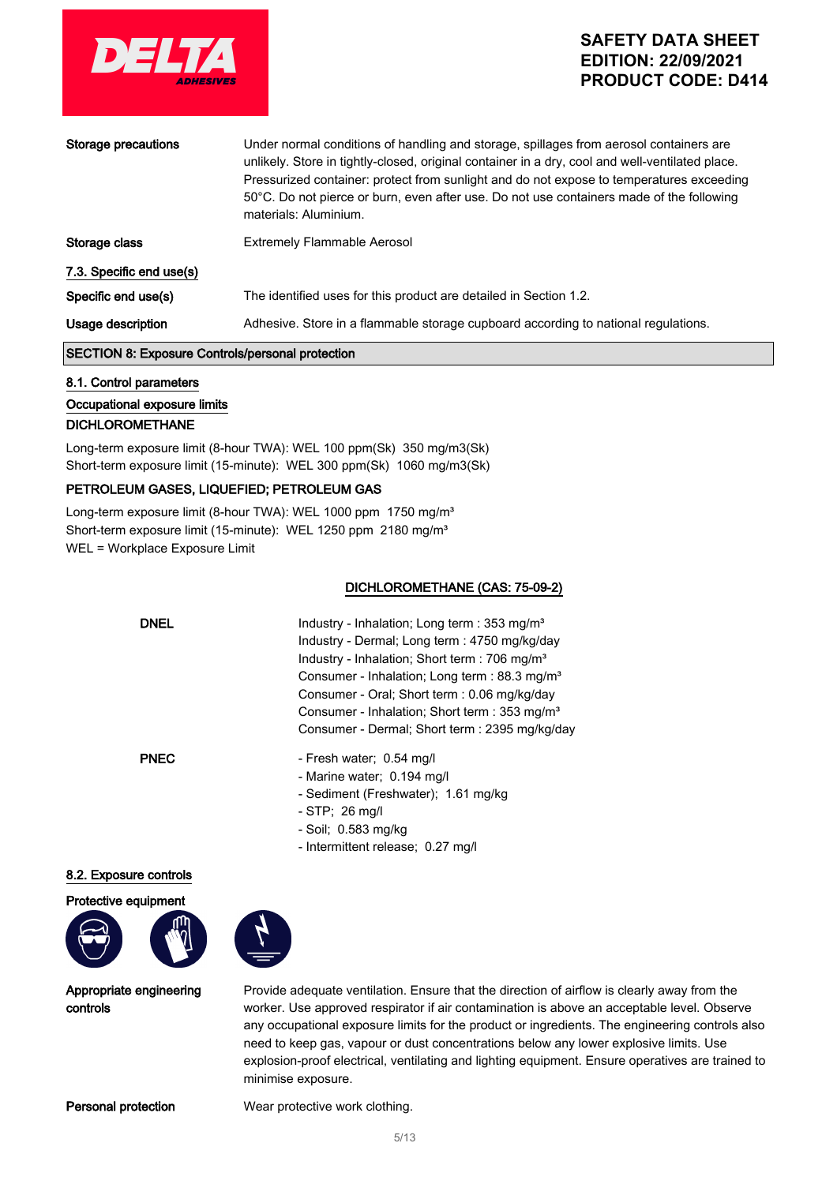| | |
|---|---|
| **Storage precautions** | Under normal conditions of handling and storage, spillages from aerosol containers are unlikely. Store in tightly-closed, original container in a dry, cool and well-ventilated place. Pressurized container: protect from sunlight and do not expose to temperatures exceeding 50°C. Do not pierce or burn, even after use. Do not use containers made of the following materials: Aluminium. |
| **Storage class** | Extremely Flammable Aerosol |

**7.3. Specific end use(s)**

| | |
|---|---|
| **Specific end use(s)** | The identified uses for this product are detailed in Section 1.2. |
| **Usage description** | Adhesive. Store in a flammable storage cupboard according to national regulations. |

## SECTION 8: Exposure Controls/personal protection

**8.1. Control parameters**

**Occupational exposure limits**

**DICHLOROMETHANE**

Long-term exposure limit (8-hour TWA): WEL 100 ppm(Sk) 350 mg/m3(Sk)
Short-term exposure limit (15-minute): WEL 300 ppm(Sk) 1060 mg/m3(Sk)

**PETROLEUM GASES, LIQUEFIED; PETROLEUM GAS**

Long-term exposure limit (8-hour TWA): WEL 1000 ppm 1750 mg/m³
Short-term exposure limit (15-minute): WEL 1250 ppm 2180 mg/m³
WEL = Workplace Exposure Limit

**DICHLOROMETHANE (CAS: 75-09-2)**

| | |
|---|---|
| **DNEL** | Industry - Inhalation; Long term : 353 mg/m³<br>Industry - Dermal; Long term : 4750 mg/kg/day<br>Industry - Inhalation; Short term : 706 mg/m³<br>Consumer - Inhalation; Long term : 88.3 mg/m³<br>Consumer - Oral; Short term : 0.06 mg/kg/day<br>Consumer - Inhalation; Short term : 353 mg/m³<br>Consumer - Dermal; Short term : 2395 mg/kg/day |
| **PNEC** | - Fresh water; 0.54 mg/l<br>- Marine water; 0.194 mg/l<br>- Sediment (Freshwater); 1.61 mg/kg<br>- STP; 26 mg/l<br>- Soil; 0.583 mg/kg<br>- Intermittent release; 0.27 mg/l |

**8.2. Exposure controls**

**Protective equipment**

| | |
|---|---|
| **Appropriate engineering controls** | Provide adequate ventilation. Ensure that the direction of airflow is clearly away from the worker. Use approved respirator if air contamination is above an acceptable level. Observe any occupational exposure limits for the product or ingredients. The engineering controls also need to keep gas, vapour or dust concentrations below any lower explosive limits. Use explosion-proof electrical, ventilating and lighting equipment. Ensure operatives are trained to minimise exposure. |
| **Personal protection** | Wear protective work clothing. |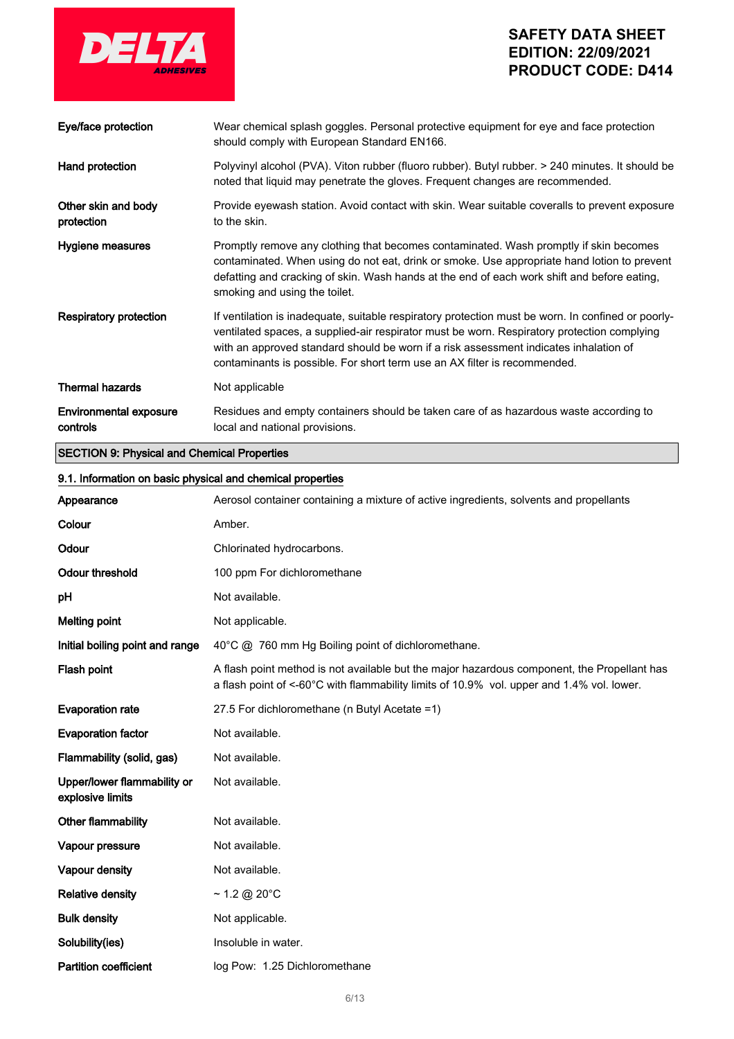| | |
|---|---|
| **Eye/face protection** | Wear chemical splash goggles. Personal protective equipment for eye and face protection should comply with European Standard EN166. |
| **Hand protection** | Polyvinyl alcohol (PVA). Viton rubber (fluoro rubber). Butyl rubber. > 240 minutes. It should be noted that liquid may penetrate the gloves. Frequent changes are recommended. |
| **Other skin and body protection** | Provide eyewash station. Avoid contact with skin. Wear suitable coveralls to prevent exposure to the skin. |
| **Hygiene measures** | Promptly remove any clothing that becomes contaminated. Wash promptly if skin becomes contaminated. When using do not eat, drink or smoke. Use appropriate hand lotion to prevent defatting and cracking of skin. Wash hands at the end of each work shift and before eating, smoking and using the toilet. |
| **Respiratory protection** | If ventilation is inadequate, suitable respiratory protection must be worn. In confined or poorly-ventilated spaces, a supplied-air respirator must be worn. Respiratory protection complying with an approved standard should be worn if a risk assessment indicates inhalation of contaminants is possible. For short term use an AX filter is recommended. |
| **Thermal hazards** | Not applicable |
| **Environmental exposure controls** | Residues and empty containers should be taken care of as hazardous waste according to local and national provisions. |

## SECTION 9: Physical and Chemical Properties

### 9.1. Information on basic physical and chemical properties

| | |
|---|---|
| **Appearance** | Aerosol container containing a mixture of active ingredients, solvents and propellants |
| **Colour** | Amber. |
| **Odour** | Chlorinated hydrocarbons. |
| **Odour threshold** | 100 ppm For dichloromethane |
| **pH** | Not available. |
| **Melting point** | Not applicable. |
| **Initial boiling point and range** | 40°C @ 760 mm Hg Boiling point of dichloromethane. |
| **Flash point** | A flash point method is not available but the major hazardous component, the Propellant has a flash point of <-60°C with flammability limits of 10.9% vol. upper and 1.4% vol. lower. |
| **Evaporation rate** | 27.5 For dichloromethane (n Butyl Acetate =1) |
| **Evaporation factor** | Not available. |
| **Flammability (solid, gas)** | Not available. |
| **Upper/lower flammability or explosive limits** | Not available. |
| **Other flammability** | Not available. |
| **Vapour pressure** | Not available. |
| **Vapour density** | Not available. |
| **Relative density** | ~ 1.2 @ 20°C |
| **Bulk density** | Not applicable. |
| **Solubility(ies)** | Insoluble in water. |
| **Partition coefficient** | log Pow: 1.25 Dichloromethane |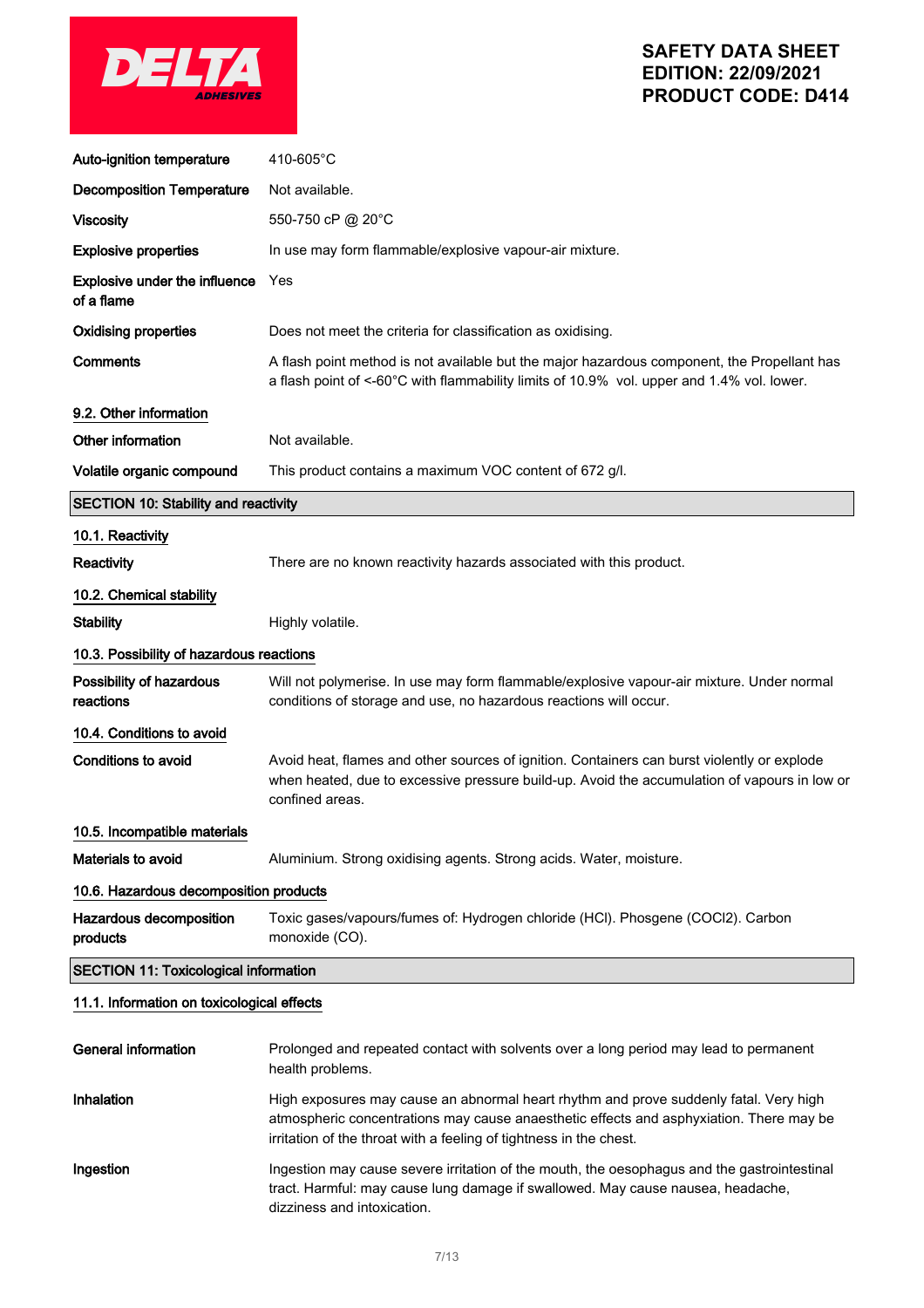| | |
|---|---|
| **Auto-ignition temperature** | 410-605°C |
| **Decomposition Temperature** | Not available. |
| **Viscosity** | 550-750 cP @ 20°C |
| **Explosive properties** | In use may form flammable/explosive vapour-air mixture. |
| **Explosive under the influence of a flame** | Yes |
| **Oxidising properties** | Does not meet the criteria for classification as oxidising. |
| **Comments** | A flash point method is not available but the major hazardous component, the Propellant has a flash point of <-60°C with flammability limits of 10.9% vol. upper and 1.4% vol. lower. |

### 9.2. Other information

| | |
|---|---|
| **Other information** | Not available. |
| **Volatile organic compound** | This product contains a maximum VOC content of 672 g/l. |

## SECTION 10: Stability and reactivity

### 10.1. Reactivity

| | |
|---|---|
| **Reactivity** | There are no known reactivity hazards associated with this product. |

### 10.2. Chemical stability

| | |
|---|---|
| **Stability** | Highly volatile. |

### 10.3. Possibility of hazardous reactions

| | |
|---|---|
| **Possibility of hazardous reactions** | Will not polymerise. In use may form flammable/explosive vapour-air mixture. Under normal conditions of storage and use, no hazardous reactions will occur. |

### 10.4. Conditions to avoid

| | |
|---|---|
| **Conditions to avoid** | Avoid heat, flames and other sources of ignition. Containers can burst violently or explode when heated, due to excessive pressure build-up. Avoid the accumulation of vapours in low or confined areas. |

### 10.5. Incompatible materials

| | |
|---|---|
| **Materials to avoid** | Aluminium. Strong oxidising agents. Strong acids. Water, moisture. |

### 10.6. Hazardous decomposition products

| | |
|---|---|
| **Hazardous decomposition products** | Toxic gases/vapours/fumes of: Hydrogen chloride (HCl). Phosgene ($COCl_2$). Carbon monoxide (CO). |

## SECTION 11: Toxicological information

### 11.1. Information on toxicological effects

| | |
|---|---|
| **General information** | Prolonged and repeated contact with solvents over a long period may lead to permanent health problems. |
| **Inhalation** | High exposures may cause an abnormal heart rhythm and prove suddenly fatal. Very high atmospheric concentrations may cause anaesthetic effects and asphyxiation. There may be irritation of the throat with a feeling of tightness in the chest. |
| **Ingestion** | Ingestion may cause severe irritation of the mouth, the oesophagus and the gastrointestinal tract. Harmful: may cause lung damage if swallowed. May cause nausea, headache, dizziness and intoxication. |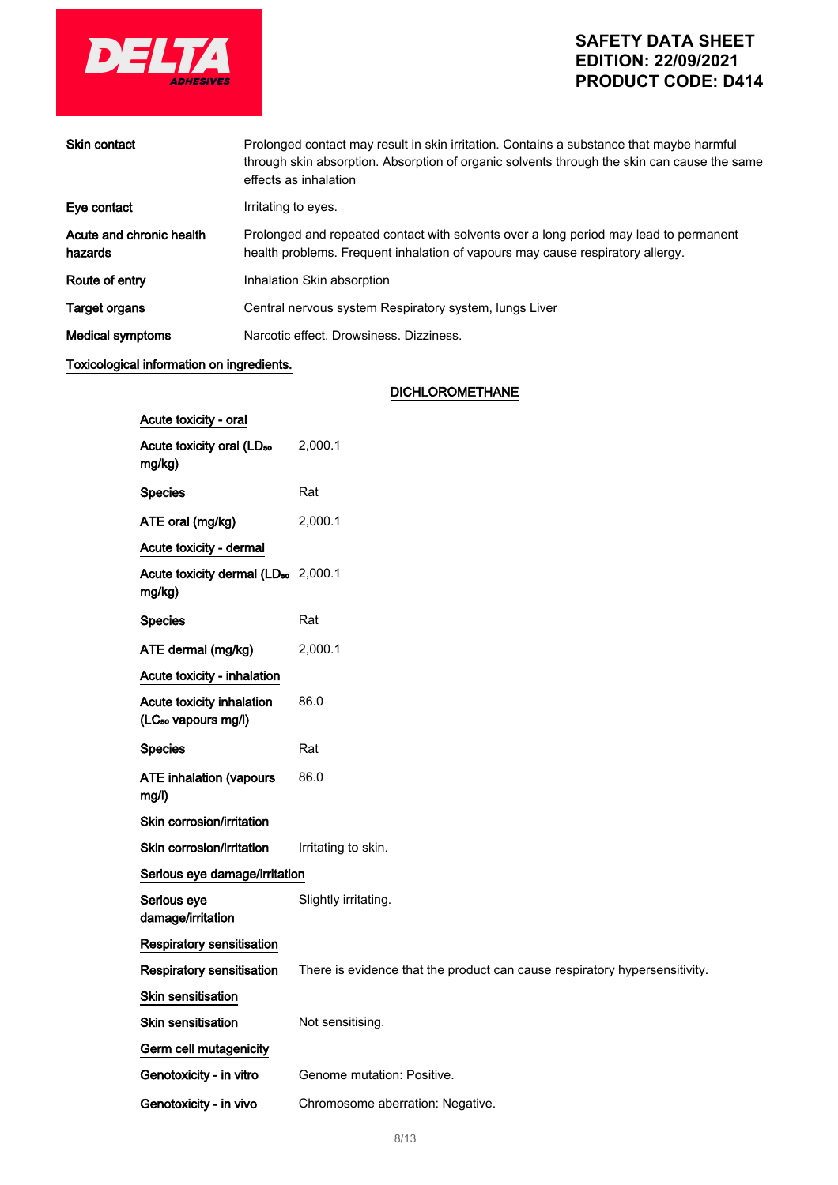| | |
|---|---|
| **Skin contact** | Prolonged contact may result in skin irritation. Contains a substance that maybe harmful through skin absorption. Absorption of organic solvents through the skin can cause the same effects as inhalation |
| **Eye contact** | Irritating to eyes. |
| **Acute and chronic health hazards** | Prolonged and repeated contact with solvents over a long period may lead to permanent health problems. Frequent inhalation of vapours may cause respiratory allergy. |
| **Route of entry** | Inhalation Skin absorption |
| **Target organs** | Central nervous system Respiratory system, lungs Liver |
| **Medical symptoms** | Narcotic effect. Drowsiness. Dizziness. |

**Toxicological information on ingredients.**

**DICHLOROMETHANE**

**Acute toxicity - oral**

| | |
|---|---|
| **Acute toxicity oral ($LD_{50}$ mg/kg)** | 2,000.1 |
| **Species** | Rat |
| **ATE oral (mg/kg)** | 2,000.1 |

**Acute toxicity - dermal**

| | |
|---|---|
| **Acute toxicity dermal ($LD_{50}$ mg/kg)** | 2,000.1 |
| **Species** | Rat |
| **ATE dermal (mg/kg)** | 2,000.1 |

**Acute toxicity - inhalation**

| | |
|---|---|
| **Acute toxicity inhalation ($LC_{50}$ vapours mg/l)** | 86.0 |
| **Species** | Rat |
| **ATE inhalation (vapours mg/l)** | 86.0 |

**Skin corrosion/irritation**

| | |
|---|---|
| **Skin corrosion/irritation** | Irritating to skin. |

**Serious eye damage/irritation**

| | |
|---|---|
| **Serious eye damage/irritation** | Slightly irritating. |

**Respiratory sensitisation**

| | |
|---|---|
| **Respiratory sensitisation** | There is evidence that the product can cause respiratory hypersensitivity. |

**Skin sensitisation**

| | |
|---|---|
| **Skin sensitisation** | Not sensitising. |

**Germ cell mutagenicity**

| | |
|---|---|
| **Genotoxicity - in vitro** | Genome mutation: Positive. |
| **Genotoxicity - in vivo** | Chromosome aberration: Negative. |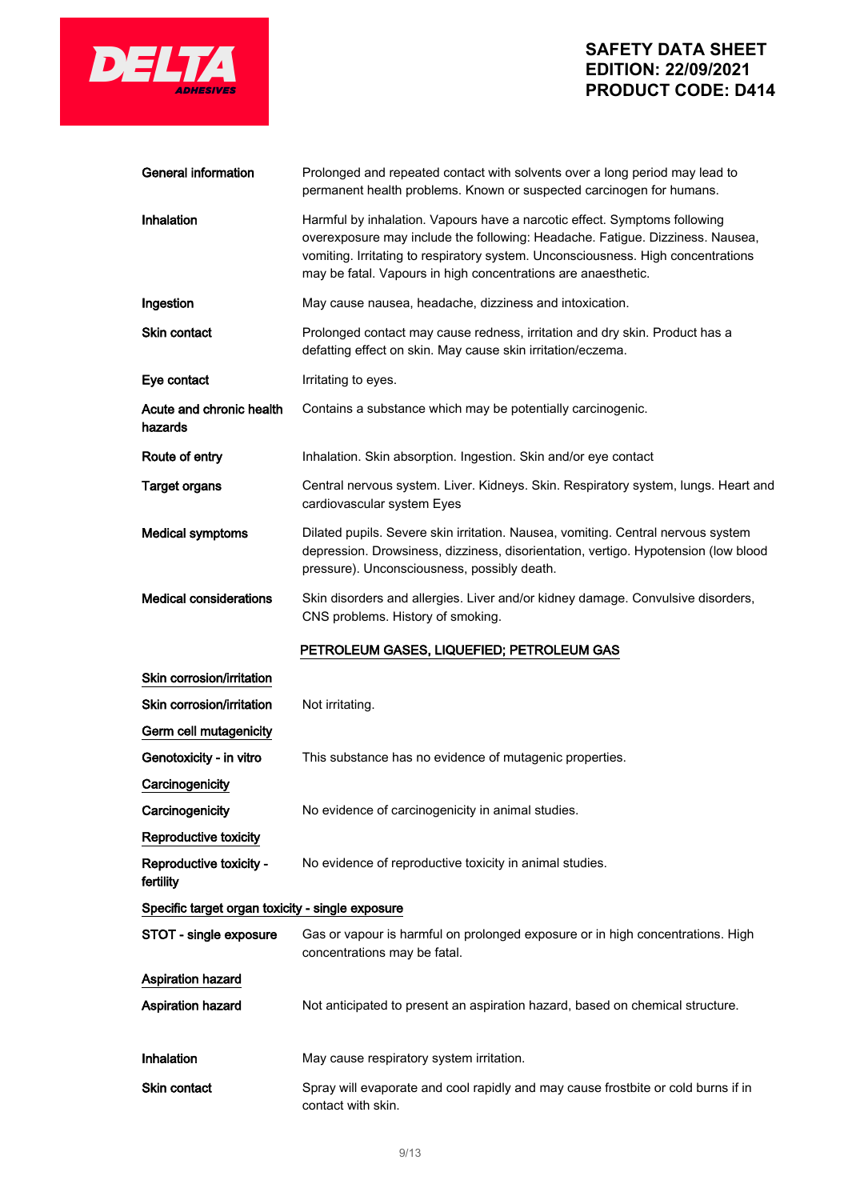| | |
|---|---|
| **General information** | Prolonged and repeated contact with solvents over a long period may lead to permanent health problems. Known or suspected carcinogen for humans. |
| **Inhalation** | Harmful by inhalation. Vapours have a narcotic effect. Symptoms following overexposure may include the following: Headache. Fatigue. Dizziness. Nausea, vomiting. Irritating to respiratory system. Unconsciousness. High concentrations may be fatal. Vapours in high concentrations are anaesthetic. |
| **Ingestion** | May cause nausea, headache, dizziness and intoxication. |
| **Skin contact** | Prolonged contact may cause redness, irritation and dry skin. Product has a defatting effect on skin. May cause skin irritation/eczema. |
| **Eye contact** | Irritating to eyes. |
| **Acute and chronic health hazards** | Contains a substance which may be potentially carcinogenic. |
| **Route of entry** | Inhalation. Skin absorption. Ingestion. Skin and/or eye contact |
| **Target organs** | Central nervous system. Liver. Kidneys. Skin. Respiratory system, lungs. Heart and cardiovascular system Eyes |
| **Medical symptoms** | Dilated pupils. Severe skin irritation. Nausea, vomiting. Central nervous system depression. Drowsiness, dizziness, disorientation, vertigo. Hypotension (low blood pressure). Unconsciousness, possibly death. |
| **Medical considerations** | Skin disorders and allergies. Liver and/or kidney damage. Convulsive disorders, CNS problems. History of smoking. |

**PETROLEUM GASES, LIQUEFIED; PETROLEUM GAS**

**Skin corrosion/irritation**

| | |
|---|---|
| **Skin corrosion/irritation** | Not irritating. |

**Germ cell mutagenicity**

| | |
|---|---|
| **Genotoxicity - in vitro** | This substance has no evidence of mutagenic properties. |

**Carcinogenicity**

| | |
|---|---|
| **Carcinogenicity** | No evidence of carcinogenicity in animal studies. |

**Reproductive toxicity**

| | |
|---|---|
| **Reproductive toxicity - fertility** | No evidence of reproductive toxicity in animal studies. |

**Specific target organ toxicity - single exposure**

| | |
|---|---|
| **STOT - single exposure** | Gas or vapour is harmful on prolonged exposure or in high concentrations. High concentrations may be fatal. |

**Aspiration hazard**

| | |
|---|---|
| **Aspiration hazard** | Not anticipated to present an aspiration hazard, based on chemical structure. |
| **Inhalation** | May cause respiratory system irritation. |
| **Skin contact** | Spray will evaporate and cool rapidly and may cause frostbite or cold burns if in contact with skin. |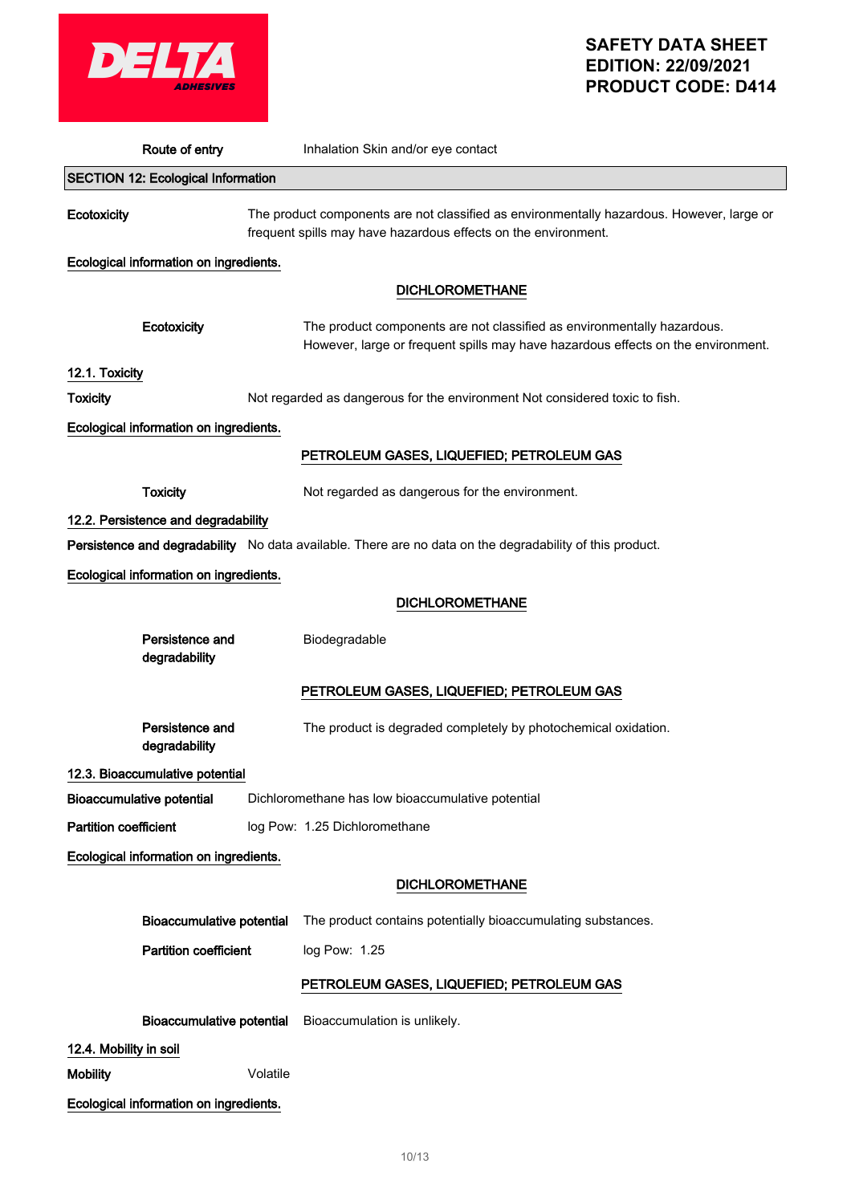**Route of entry** Inhalation Skin and/or eye contact

## SECTION 12: Ecological Information

**Ecotoxicity** The product components are not classified as environmentally hazardous. However, large or frequent spills may have hazardous effects on the environment.

Ecological information on ingredients.

DICHLOROMETHANE

**Ecotoxicity** The product components are not classified as environmentally hazardous. However, large or frequent spills may have hazardous effects on the environment.

### 12.1. Toxicity

**Toxicity** Not regarded as dangerous for the environment Not considered toxic to fish.

Ecological information on ingredients.

PETROLEUM GASES, LIQUEFIED; PETROLEUM GAS

**Toxicity** Not regarded as dangerous for the environment.

### 12.2. Persistence and degradability

**Persistence and degradability** No data available. There are no data on the degradability of this product.

Ecological information on ingredients.

DICHLOROMETHANE

**Persistence and degradability** Biodegradable

PETROLEUM GASES, LIQUEFIED; PETROLEUM GAS

**Persistence and degradability** The product is degraded completely by photochemical oxidation.

### 12.3. Bioaccumulative potential

**Bioaccumulative potential** Dichloromethane has low bioaccumulative potential

**Partition coefficient** log Pow: 1.25 Dichloromethane

Ecological information on ingredients.

DICHLOROMETHANE

**Bioaccumulative potential** The product contains potentially bioaccumulating substances.

**Partition coefficient** log Pow: 1.25

PETROLEUM GASES, LIQUEFIED; PETROLEUM GAS

**Bioaccumulative potential** Bioaccumulation is unlikely.

### 12.4. Mobility in soil

**Mobility** Volatile

Ecological information on ingredients.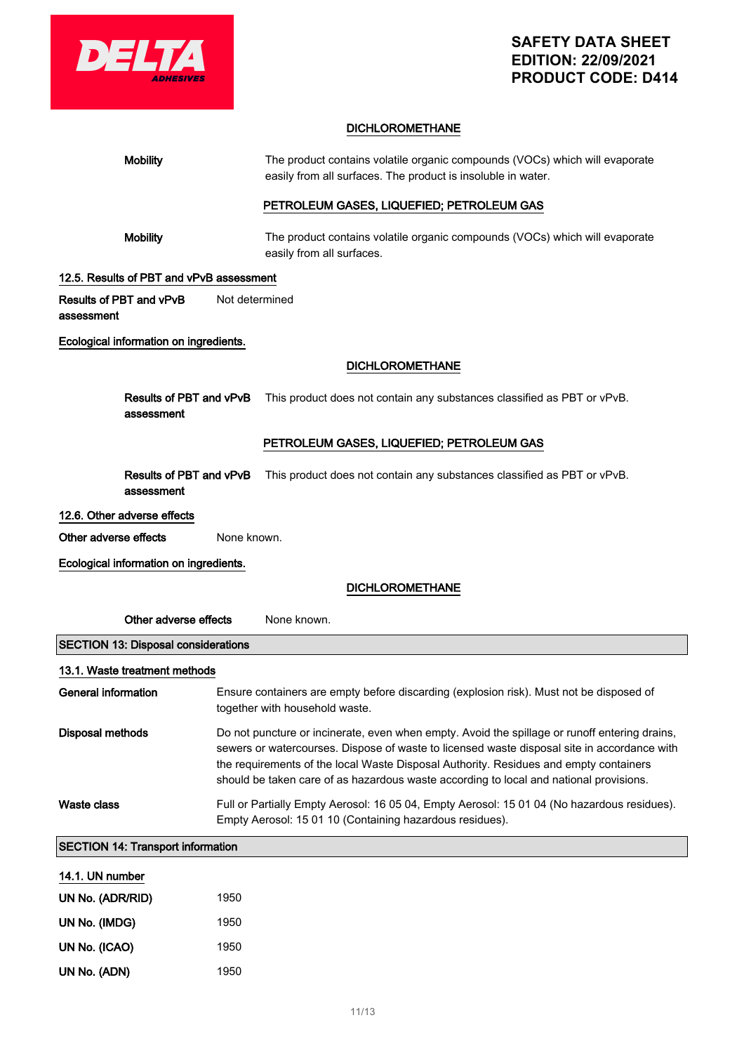DICHLOROMETHANE

**Mobility** The product contains volatile organic compounds (VOCs) which will evaporate easily from all surfaces. The product is insoluble in water.

PETROLEUM GASES, LIQUEFIED; PETROLEUM GAS

**Mobility** The product contains volatile organic compounds (VOCs) which will evaporate easily from all surfaces.

### 12.5. Results of PBT and vPvB assessment

**Results of PBT and vPvB assessment** Not determined

**Ecological information on ingredients.**

DICHLOROMETHANE

**Results of PBT and vPvB assessment** This product does not contain any substances classified as PBT or vPvB.

PETROLEUM GASES, LIQUEFIED; PETROLEUM GAS

**Results of PBT and vPvB assessment** This product does not contain any substances classified as PBT or vPvB.

### 12.6. Other adverse effects

**Other adverse effects** None known.

**Ecological information on ingredients.**

DICHLOROMETHANE

**Other adverse effects** None known.

## SECTION 13: Disposal considerations

### 13.1. Waste treatment methods

**General information** Ensure containers are empty before discarding (explosion risk). Must not be disposed of together with household waste.

**Disposal methods** Do not puncture or incinerate, even when empty. Avoid the spillage or runoff entering drains, sewers or watercourses. Dispose of waste to licensed waste disposal site in accordance with the requirements of the local Waste Disposal Authority. Residues and empty containers should be taken care of as hazardous waste according to local and national provisions.

**Waste class** Full or Partially Empty Aerosol: 16 05 04, Empty Aerosol: 15 01 04 (No hazardous residues). Empty Aerosol: 15 01 10 (Containing hazardous residues).

## SECTION 14: Transport information

### 14.1. UN number

**UN No. (ADR/RID)** 1950

**UN No. (IMDG)** 1950

**UN No. (ICAO)** 1950

**UN No. (ADN)** 1950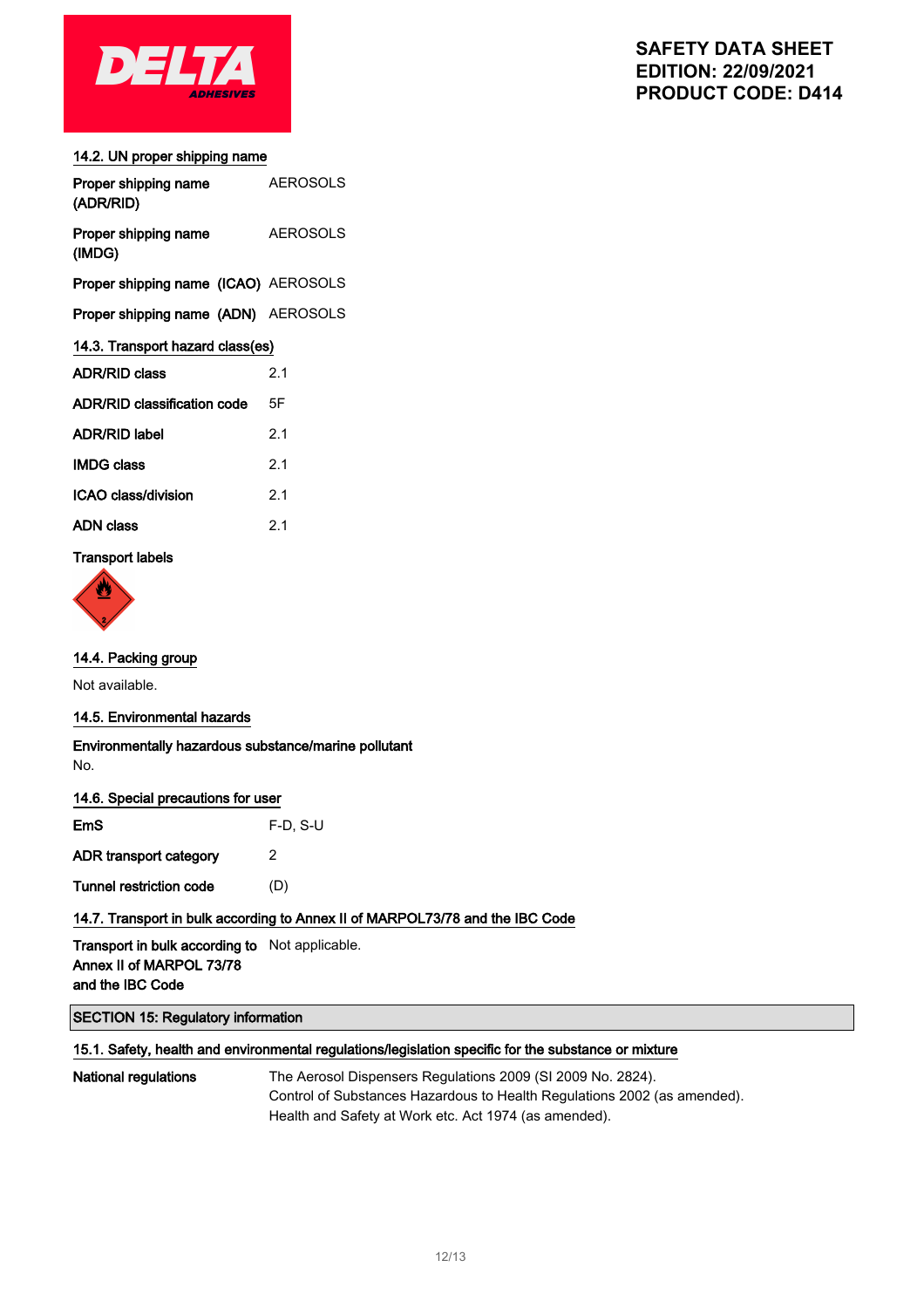### 14.2. UN proper shipping name

| | |
|---|---|
| Proper shipping name (ADR/RID) | AEROSOLS |
| Proper shipping name (IMDG) | AEROSOLS |
| Proper shipping name (ICAO) | AEROSOLS |
| Proper shipping name (ADN) | AEROSOLS |

### 14.3. Transport hazard class(es)

| | |
|---|---|
| ADR/RID class | 2.1 |
| ADR/RID classification code | 5F |
| ADR/RID label | 2.1 |
| IMDG class | 2.1 |
| ICAO class/division | 2.1 |
| ADN class | 2.1 |

**Transport labels**

### 14.4. Packing group

Not available.

### 14.5. Environmental hazards

**Environmentally hazardous substance/marine pollutant**

No.

### 14.6. Special precautions for user

| | |
|---|---|
| EmS | F-D, S-U |
| ADR transport category | 2 |
| Tunnel restriction code | (D) |

### 14.7. Transport in bulk according to Annex II of MARPOL73/78 and the IBC Code

| | |
|---|---|
| Transport in bulk according to Annex II of MARPOL 73/78 and the IBC Code | Not applicable. |

## SECTION 15: Regulatory information

### 15.1. Safety, health and environmental regulations/legislation specific for the substance or mixture

**National regulations**

The Aerosol Dispensers Regulations 2009 (SI 2009 No. 2824).
Control of Substances Hazardous to Health Regulations 2002 (as amended).
Health and Safety at Work etc. Act 1974 (as amended).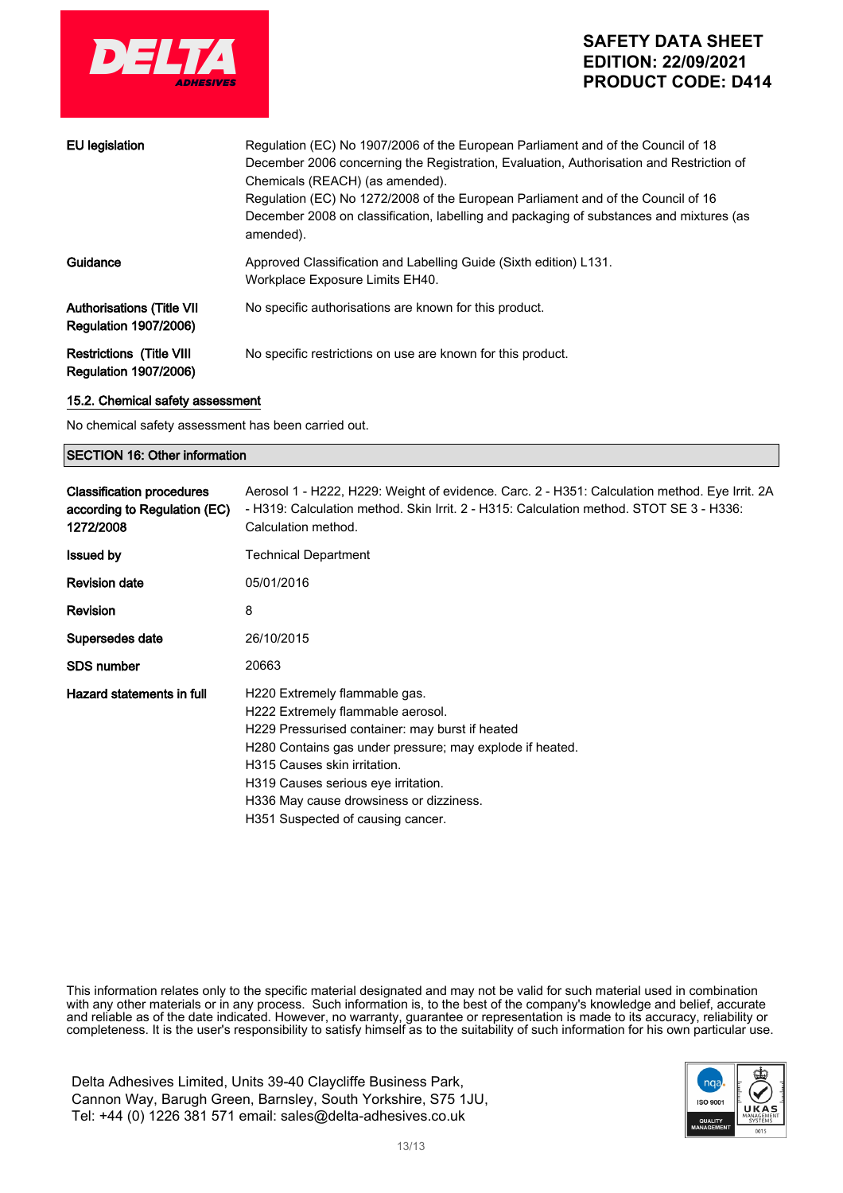| | |
|---|---|
| **EU legislation** | Regulation (EC) No 1907/2006 of the European Parliament and of the Council of 18 December 2006 concerning the Registration, Evaluation, Authorisation and Restriction of Chemicals (REACH) (as amended).<br>Regulation (EC) No 1272/2008 of the European Parliament and of the Council of 16 December 2008 on classification, labelling and packaging of substances and mixtures (as amended). |
| **Guidance** | Approved Classification and Labelling Guide (Sixth edition) L131.<br>Workplace Exposure Limits EH40. |
| **Authorisations (Title VII Regulation 1907/2006)** | No specific authorisations are known for this product. |
| **Restrictions (Title VIII Regulation 1907/2006)** | No specific restrictions on use are known for this product. |

### 15.2. Chemical safety assessment

No chemical safety assessment has been carried out.

## SECTION 16: Other information

| | |
|---|---|
| **Classification procedures according to Regulation (EC) 1272/2008** | Aerosol 1 - H222, H229: Weight of evidence. Carc. 2 - H351: Calculation method. Eye Irrit. 2A - H319: Calculation method. Skin Irrit. 2 - H315: Calculation method. STOT SE 3 - H336: Calculation method. |
| **Issued by** | Technical Department |
| **Revision date** | 05/01/2016 |
| **Revision** | 8 |
| **Supersedes date** | 26/10/2015 |
| **SDS number** | 20663 |
| **Hazard statements in full** | H220 Extremely flammable gas.<br>H222 Extremely flammable aerosol.<br>H229 Pressurised container: may burst if heated<br>H280 Contains gas under pressure; may explode if heated.<br>H315 Causes skin irritation.<br>H319 Causes serious eye irritation.<br>H336 May cause drowsiness or dizziness.<br>H351 Suspected of causing cancer. |

This information relates only to the specific material designated and may not be valid for such material used in combination with any other materials or in any process. Such information is, to the best of the company's knowledge and belief, accurate and reliable as of the date indicated. However, no warranty, guarantee or representation is made to its accuracy, reliability or completeness. It is the user's responsibility to satisfy himself as to the suitability of such information for his own particular use.

Delta Adhesives Limited, Units 39-40 Claycliffe Business Park, Cannon Way, Barugh Green, Barnsley, South Yorkshire, S75 1JU,
Tel: +44 (0) 1226 381 571 email: sales@delta-adhesives.co.uk